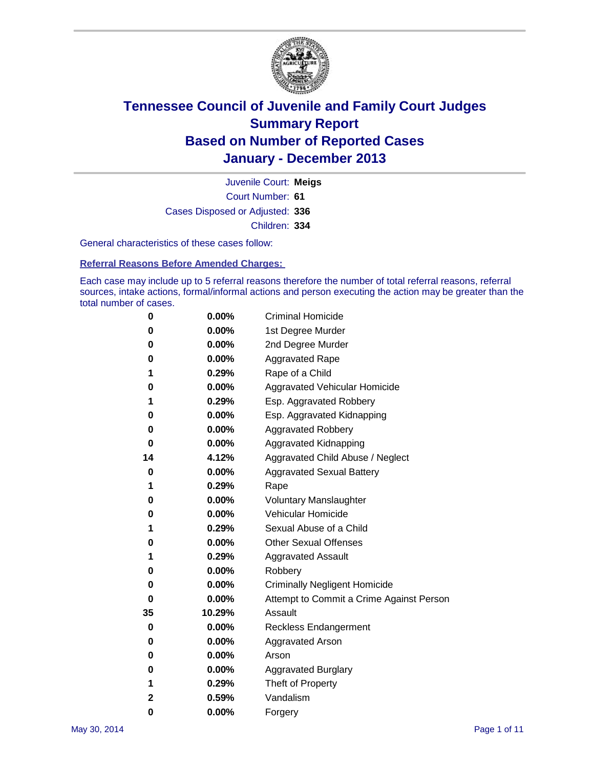# Tennessee Council of Juvenile and Family Court Judges
# Summary Report
# Based on Number of Reported Cases
# January - December 2013

Juvenile Court: **Meigs**
Court Number: **61**
Cases Disposed or Adjusted: **336**
Children: **334**

General characteristics of these cases follow:

**Referral Reasons Before Amended Charges:**

Each case may include up to 5 referral reasons therefore the number of total referral reasons, referral sources, intake actions, formal/informal actions and person executing the action may be greater than the total number of cases.

| | | |
|---|---|---|
| 0 | 0.00% | Criminal Homicide |
| 0 | 0.00% | 1st Degree Murder |
| 0 | 0.00% | 2nd Degree Murder |
| 0 | 0.00% | Aggravated Rape |
| 1 | 0.29% | Rape of a Child |
| 0 | 0.00% | Aggravated Vehicular Homicide |
| 1 | 0.29% | Esp. Aggravated Robbery |
| 0 | 0.00% | Esp. Aggravated Kidnapping |
| 0 | 0.00% | Aggravated Robbery |
| 0 | 0.00% | Aggravated Kidnapping |
| 14 | 4.12% | Aggravated Child Abuse / Neglect |
| 0 | 0.00% | Aggravated Sexual Battery |
| 1 | 0.29% | Rape |
| 0 | 0.00% | Voluntary Manslaughter |
| 0 | 0.00% | Vehicular Homicide |
| 1 | 0.29% | Sexual Abuse of a Child |
| 0 | 0.00% | Other Sexual Offenses |
| 1 | 0.29% | Aggravated Assault |
| 0 | 0.00% | Robbery |
| 0 | 0.00% | Criminally Negligent Homicide |
| 0 | 0.00% | Attempt to Commit a Crime Against Person |
| 35 | 10.29% | Assault |
| 0 | 0.00% | Reckless Endangerment |
| 0 | 0.00% | Aggravated Arson |
| 0 | 0.00% | Arson |
| 0 | 0.00% | Aggravated Burglary |
| 1 | 0.29% | Theft of Property |
| 2 | 0.59% | Vandalism |
| 0 | 0.00% | Forgery |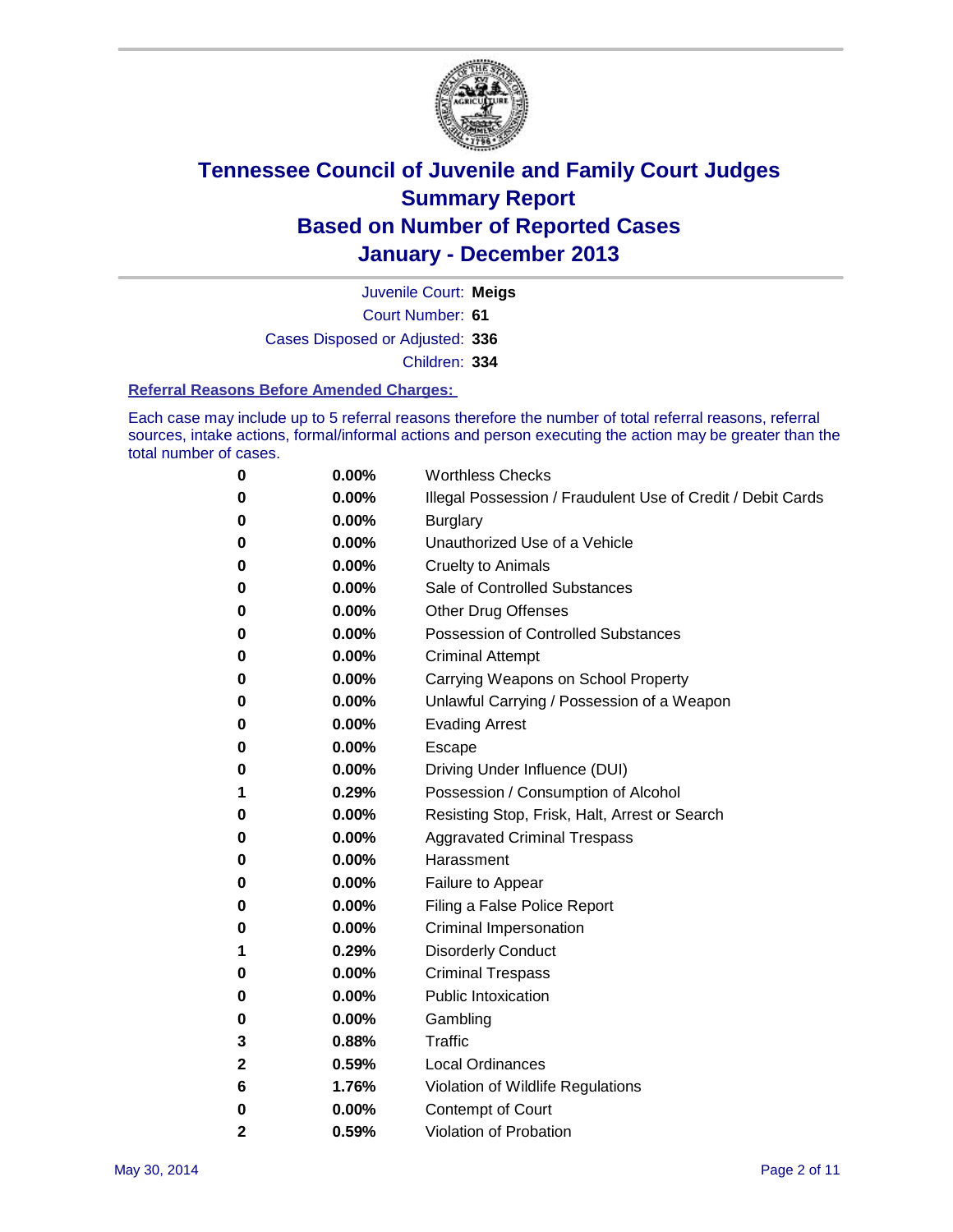# Tennessee Council of Juvenile and Family Court Judges
# Summary Report
# Based on Number of Reported Cases
# January - December 2013

Juvenile Court: **Meigs**

Court Number: **61**

Cases Disposed or Adjusted: **336**

Children: **334**

### Referral Reasons Before Amended Charges:

Each case may include up to 5 referral reasons therefore the number of total referral reasons, referral sources, intake actions, formal/informal actions and person executing the action may be greater than the total number of cases.

| | | |
|---|---|---|
| 0 | 0.00% | Worthless Checks |
| 0 | 0.00% | Illegal Possession / Fraudulent Use of Credit / Debit Cards |
| 0 | 0.00% | Burglary |
| 0 | 0.00% | Unauthorized Use of a Vehicle |
| 0 | 0.00% | Cruelty to Animals |
| 0 | 0.00% | Sale of Controlled Substances |
| 0 | 0.00% | Other Drug Offenses |
| 0 | 0.00% | Possession of Controlled Substances |
| 0 | 0.00% | Criminal Attempt |
| 0 | 0.00% | Carrying Weapons on School Property |
| 0 | 0.00% | Unlawful Carrying / Possession of a Weapon |
| 0 | 0.00% | Evading Arrest |
| 0 | 0.00% | Escape |
| 0 | 0.00% | Driving Under Influence (DUI) |
| 1 | 0.29% | Possession / Consumption of Alcohol |
| 0 | 0.00% | Resisting Stop, Frisk, Halt, Arrest or Search |
| 0 | 0.00% | Aggravated Criminal Trespass |
| 0 | 0.00% | Harassment |
| 0 | 0.00% | Failure to Appear |
| 0 | 0.00% | Filing a False Police Report |
| 0 | 0.00% | Criminal Impersonation |
| 1 | 0.29% | Disorderly Conduct |
| 0 | 0.00% | Criminal Trespass |
| 0 | 0.00% | Public Intoxication |
| 0 | 0.00% | Gambling |
| 3 | 0.88% | Traffic |
| 2 | 0.59% | Local Ordinances |
| 6 | 1.76% | Violation of Wildlife Regulations |
| 0 | 0.00% | Contempt of Court |
| 2 | 0.59% | Violation of Probation |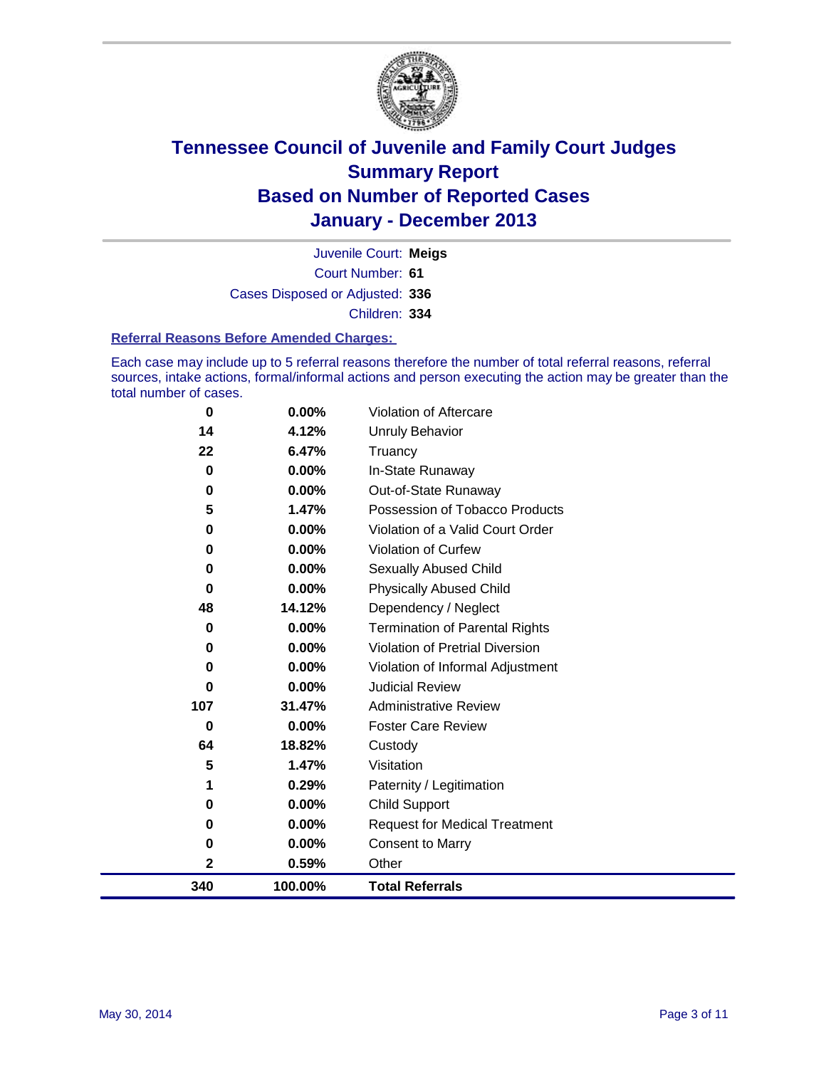# Tennessee Council of Juvenile and Family Court Judges
## Summary Report
## Based on Number of Reported Cases
## January - December 2013

Juvenile Court: **Meigs**

Court Number: **61**

Cases Disposed or Adjusted: **336**

Children: **334**

### Referral Reasons Before Amended Charges:

Each case may include up to 5 referral reasons therefore the number of total referral reasons, referral sources, intake actions, formal/informal actions and person executing the action may be greater than the total number of cases.

| Count | Percent | Referral Reason |
|---|---|---|
| 0 | 0.00% | Violation of Aftercare |
| 14 | 4.12% | Unruly Behavior |
| 22 | 6.47% | Truancy |
| 0 | 0.00% | In-State Runaway |
| 0 | 0.00% | Out-of-State Runaway |
| 5 | 1.47% | Possession of Tobacco Products |
| 0 | 0.00% | Violation of a Valid Court Order |
| 0 | 0.00% | Violation of Curfew |
| 0 | 0.00% | Sexually Abused Child |
| 0 | 0.00% | Physically Abused Child |
| 48 | 14.12% | Dependency / Neglect |
| 0 | 0.00% | Termination of Parental Rights |
| 0 | 0.00% | Violation of Pretrial Diversion |
| 0 | 0.00% | Violation of Informal Adjustment |
| 0 | 0.00% | Judicial Review |
| 107 | 31.47% | Administrative Review |
| 0 | 0.00% | Foster Care Review |
| 64 | 18.82% | Custody |
| 5 | 1.47% | Visitation |
| 1 | 0.29% | Paternity / Legitimation |
| 0 | 0.00% | Child Support |
| 0 | 0.00% | Request for Medical Treatment |
| 0 | 0.00% | Consent to Marry |
| 2 | 0.59% | Other |
| **340** | **100.00%** | **Total Referrals** |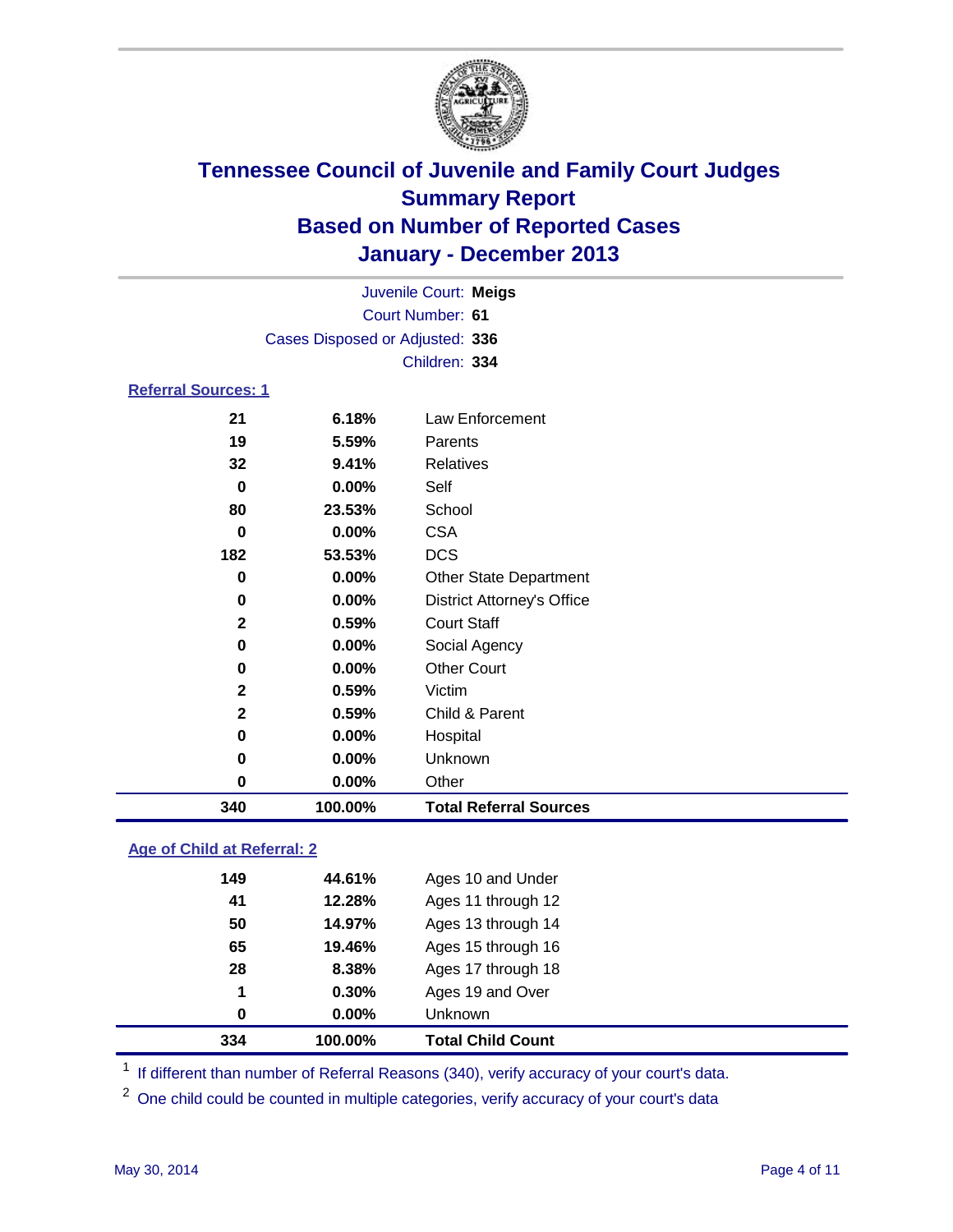# Tennessee Council of Juvenile and Family Court Judges
## Summary Report
## Based on Number of Reported Cases
## January - December 2013

Juvenile Court: **Meigs**
Court Number: **61**
Cases Disposed or Adjusted: **336**
Children: **334**

### Referral Sources: 1

| | | |
|---|---|---|
| 21 | 6.18% | Law Enforcement |
| 19 | 5.59% | Parents |
| 32 | 9.41% | Relatives |
| 0 | 0.00% | Self |
| 80 | 23.53% | School |
| 0 | 0.00% | CSA |
| 182 | 53.53% | DCS |
| 0 | 0.00% | Other State Department |
| 0 | 0.00% | District Attorney's Office |
| 2 | 0.59% | Court Staff |
| 0 | 0.00% | Social Agency |
| 0 | 0.00% | Other Court |
| 2 | 0.59% | Victim |
| 2 | 0.59% | Child & Parent |
| 0 | 0.00% | Hospital |
| 0 | 0.00% | Unknown |
| 0 | 0.00% | Other |
| **340** | **100.00%** | **Total Referral Sources** |

### Age of Child at Referral: 2

| | | |
|---|---|---|
| 149 | 44.61% | Ages 10 and Under |
| 41 | 12.28% | Ages 11 through 12 |
| 50 | 14.97% | Ages 13 through 14 |
| 65 | 19.46% | Ages 15 through 16 |
| 28 | 8.38% | Ages 17 through 18 |
| 1 | 0.30% | Ages 19 and Over |
| 0 | 0.00% | Unknown |
| **334** | **100.00%** | **Total Child Count** |

[1] If different than number of Referral Reasons (340), verify accuracy of your court's data.

[2] One child could be counted in multiple categories, verify accuracy of your court's data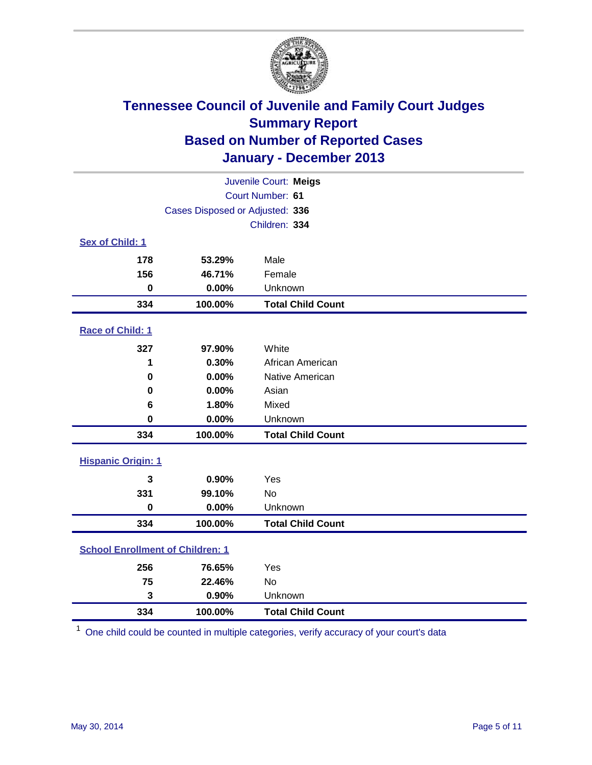# Tennessee Council of Juvenile and Family Court Judges
## Summary Report
## Based on Number of Reported Cases
## January - December 2013

Juvenile Court: **Meigs**
Court Number: **61**
Cases Disposed or Adjusted: **336**
Children: **334**

### Sex of Child: 1

| Count | Percent | Category |
|---|---|---|
| 178 | 53.29% | Male |
| 156 | 46.71% | Female |
| 0 | 0.00% | Unknown |
| **334** | **100.00%** | **Total Child Count** |

### Race of Child: 1

| Count | Percent | Category |
|---|---|---|
| 327 | 97.90% | White |
| 1 | 0.30% | African American |
| 0 | 0.00% | Native American |
| 0 | 0.00% | Asian |
| 6 | 1.80% | Mixed |
| 0 | 0.00% | Unknown |
| **334** | **100.00%** | **Total Child Count** |

### Hispanic Origin: 1

| Count | Percent | Category |
|---|---|---|
| 3 | 0.90% | Yes |
| 331 | 99.10% | No |
| 0 | 0.00% | Unknown |
| **334** | **100.00%** | **Total Child Count** |

### School Enrollment of Children: 1

| Count | Percent | Category |
|---|---|---|
| 256 | 76.65% | Yes |
| 75 | 22.46% | No |
| 3 | 0.90% | Unknown |
| **334** | **100.00%** | **Total Child Count** |

[1] One child could be counted in multiple categories, verify accuracy of your court's data

May 30, 2014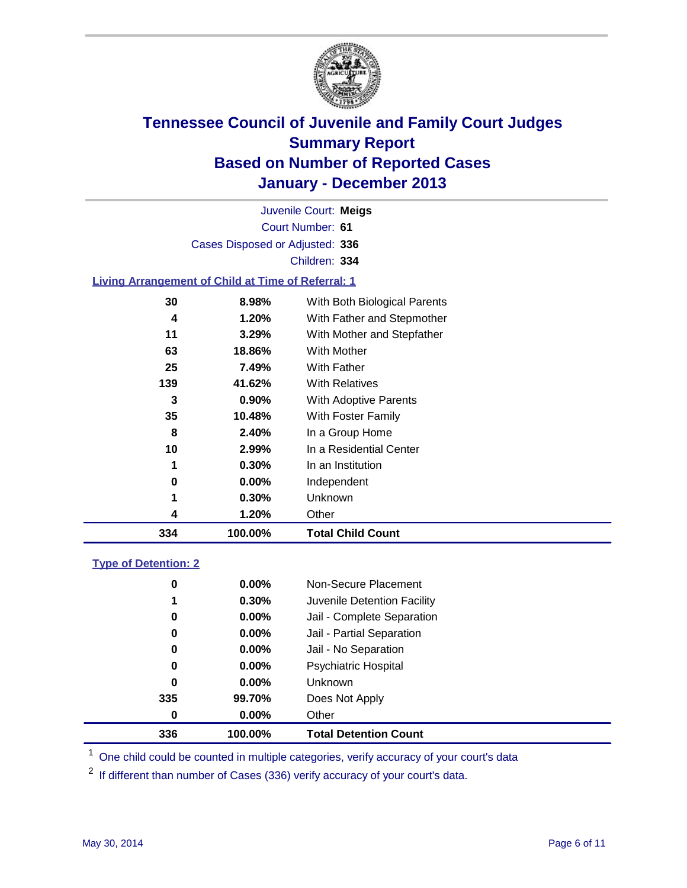# Tennessee Council of Juvenile and Family Court Judges
## Summary Report
## Based on Number of Reported Cases
## January - December 2013

Juvenile Court: **Meigs**
Court Number: **61**
Cases Disposed or Adjusted: **336**
Children: **334**

### Living Arrangement of Child at Time of Referral: 1

| Count | Percent | Category |
|---|---|---|
| 30 | 8.98% | With Both Biological Parents |
| 4 | 1.20% | With Father and Stepmother |
| 11 | 3.29% | With Mother and Stepfather |
| 63 | 18.86% | With Mother |
| 25 | 7.49% | With Father |
| 139 | 41.62% | With Relatives |
| 3 | 0.90% | With Adoptive Parents |
| 35 | 10.48% | With Foster Family |
| 8 | 2.40% | In a Group Home |
| 10 | 2.99% | In a Residential Center |
| 1 | 0.30% | In an Institution |
| 0 | 0.00% | Independent |
| 1 | 0.30% | Unknown |
| 4 | 1.20% | Other |
| **334** | **100.00%** | **Total Child Count** |

### Type of Detention: 2

| Count | Percent | Category |
|---|---|---|
| 0 | 0.00% | Non-Secure Placement |
| 1 | 0.30% | Juvenile Detention Facility |
| 0 | 0.00% | Jail - Complete Separation |
| 0 | 0.00% | Jail - Partial Separation |
| 0 | 0.00% | Jail - No Separation |
| 0 | 0.00% | Psychiatric Hospital |
| 0 | 0.00% | Unknown |
| 335 | 99.70% | Does Not Apply |
| 0 | 0.00% | Other |
| **336** | **100.00%** | **Total Detention Count** |

[1] One child could be counted in multiple categories, verify accuracy of your court's data

[2] If different than number of Cases (336) verify accuracy of your court's data.

May 30, 2014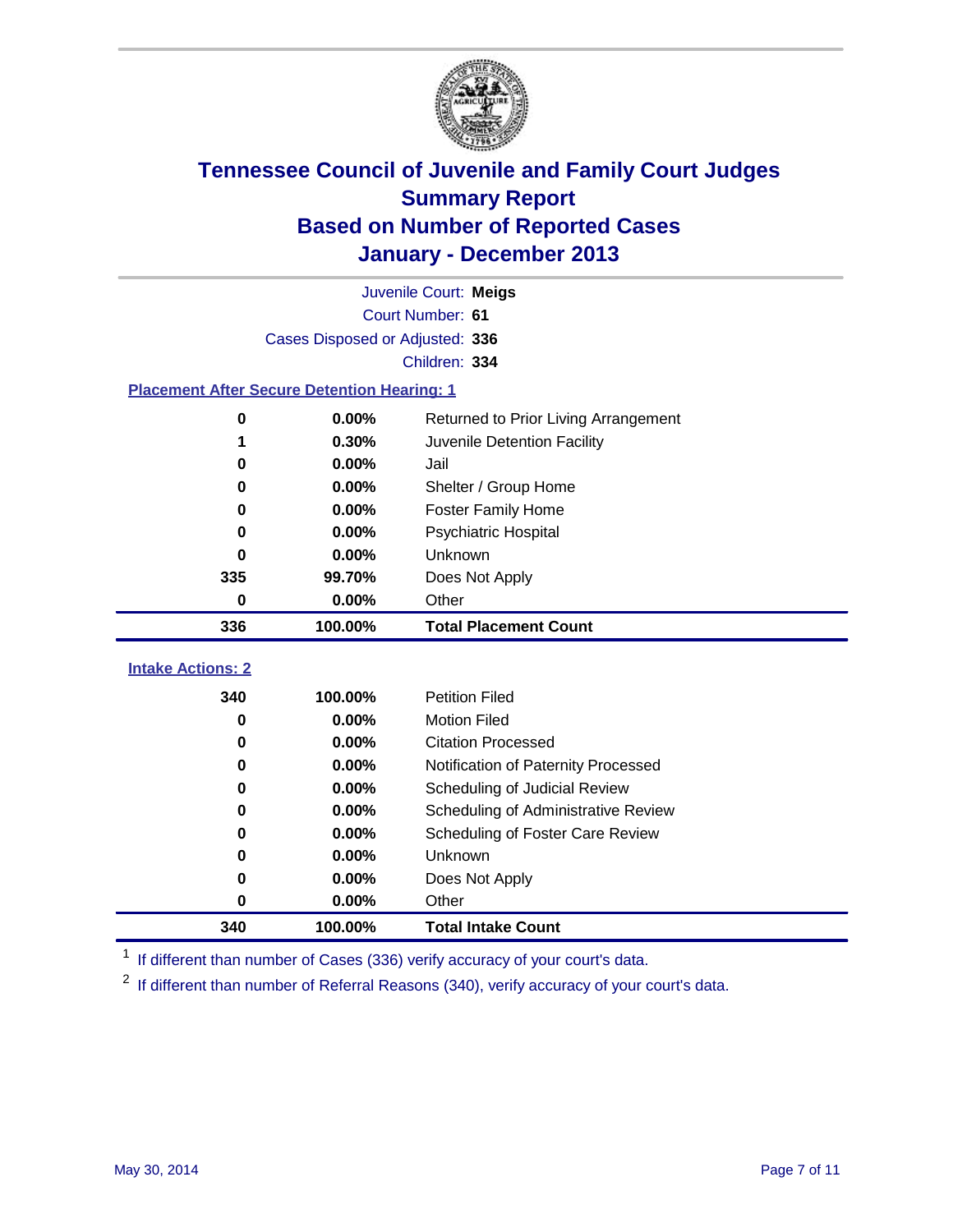# Tennessee Council of Juvenile and Family Court Judges
# Summary Report
# Based on Number of Reported Cases
# January - December 2013

Juvenile Court: **Meigs**
Court Number: **61**
Cases Disposed or Adjusted: **336**
Children: **334**

### Placement After Secure Detention Hearing: 1

| | | |
|---|---|---|
| 0 | 0.00% | Returned to Prior Living Arrangement |
| 1 | 0.30% | Juvenile Detention Facility |
| 0 | 0.00% | Jail |
| 0 | 0.00% | Shelter / Group Home |
| 0 | 0.00% | Foster Family Home |
| 0 | 0.00% | Psychiatric Hospital |
| 0 | 0.00% | Unknown |
| 335 | 99.70% | Does Not Apply |
| 0 | 0.00% | Other |
| **336** | **100.00%** | **Total Placement Count** |

### Intake Actions: 2

| | | |
|---|---|---|
| 340 | 100.00% | Petition Filed |
| 0 | 0.00% | Motion Filed |
| 0 | 0.00% | Citation Processed |
| 0 | 0.00% | Notification of Paternity Processed |
| 0 | 0.00% | Scheduling of Judicial Review |
| 0 | 0.00% | Scheduling of Administrative Review |
| 0 | 0.00% | Scheduling of Foster Care Review |
| 0 | 0.00% | Unknown |
| 0 | 0.00% | Does Not Apply |
| 0 | 0.00% | Other |
| **340** | **100.00%** | **Total Intake Count** |

[1] If different than number of Cases (336) verify accuracy of your court's data.

[2] If different than number of Referral Reasons (340), verify accuracy of your court's data.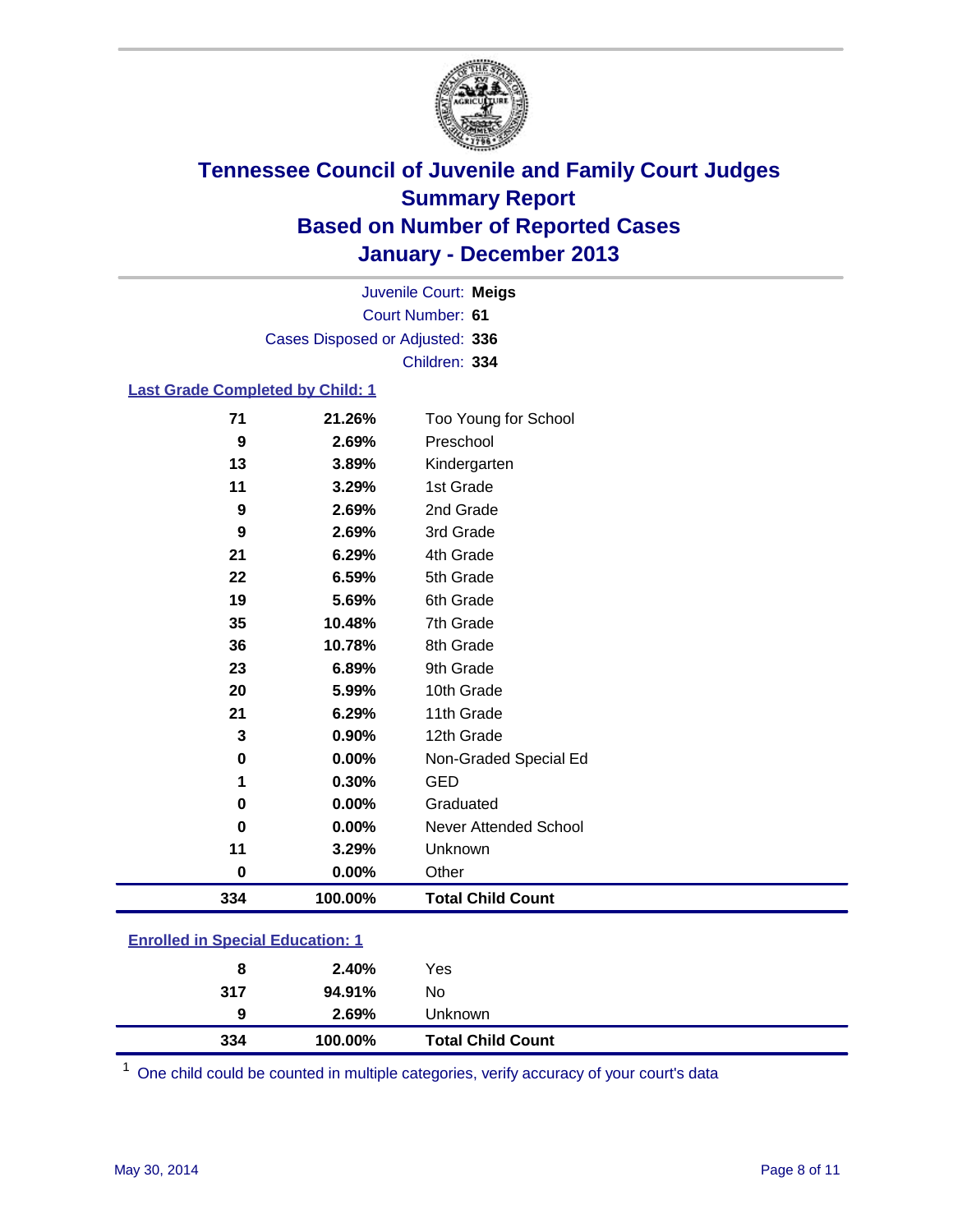# Tennessee Council of Juvenile and Family Court Judges
## Summary Report
## Based on Number of Reported Cases
## January - December 2013

Juvenile Court: **Meigs**
Court Number: **61**
Cases Disposed or Adjusted: **336**
Children: **334**

### Last Grade Completed by Child: 1

| Count | Percent | Category |
|---|---|---|
| 71 | 21.26% | Too Young for School |
| 9 | 2.69% | Preschool |
| 13 | 3.89% | Kindergarten |
| 11 | 3.29% | 1st Grade |
| 9 | 2.69% | 2nd Grade |
| 9 | 2.69% | 3rd Grade |
| 21 | 6.29% | 4th Grade |
| 22 | 6.59% | 5th Grade |
| 19 | 5.69% | 6th Grade |
| 35 | 10.48% | 7th Grade |
| 36 | 10.78% | 8th Grade |
| 23 | 6.89% | 9th Grade |
| 20 | 5.99% | 10th Grade |
| 21 | 6.29% | 11th Grade |
| 3 | 0.90% | 12th Grade |
| 0 | 0.00% | Non-Graded Special Ed |
| 1 | 0.30% | GED |
| 0 | 0.00% | Graduated |
| 0 | 0.00% | Never Attended School |
| 11 | 3.29% | Unknown |
| 0 | 0.00% | Other |
| **334** | **100.00%** | **Total Child Count** |

### Enrolled in Special Education: 1

| Count | Percent | Category |
|---|---|---|
| 8 | 2.40% | Yes |
| 317 | 94.91% | No |
| 9 | 2.69% | Unknown |
| **334** | **100.00%** | **Total Child Count** |

[1] One child could be counted in multiple categories, verify accuracy of your court's data

May 30, 2014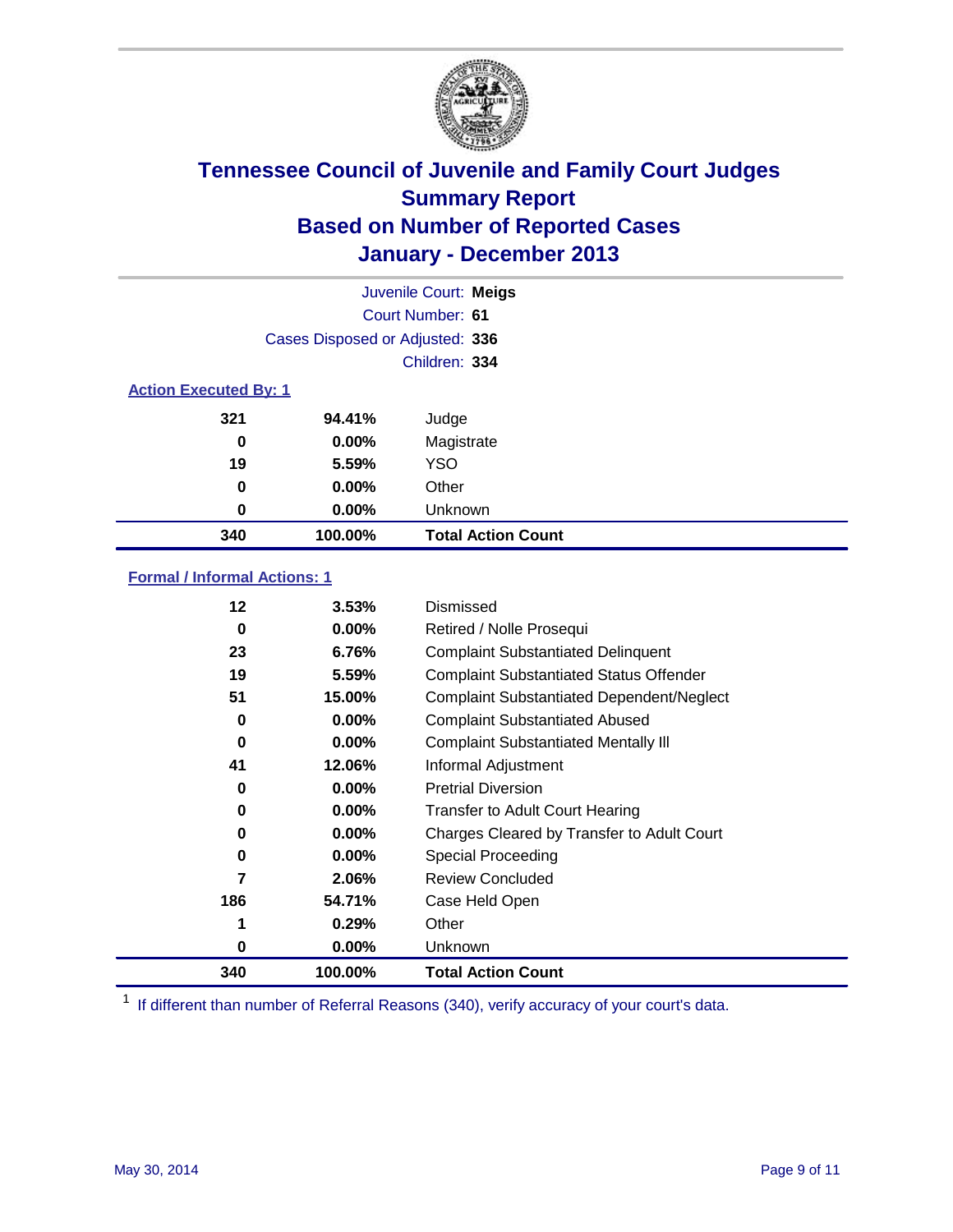# Tennessee Council of Juvenile and Family Court Judges
## Summary Report
## Based on Number of Reported Cases
## January - December 2013

Juvenile Court: **Meigs**

Court Number: **61**

Cases Disposed or Adjusted: **336**

Children: **334**

### Action Executed By: 1

| Count | Percent | Action |
|---|---|---|
| 321 | 94.41% | Judge |
| 0 | 0.00% | Magistrate |
| 19 | 5.59% | YSO |
| 0 | 0.00% | Other |
| 0 | 0.00% | Unknown |
| **340** | **100.00%** | **Total Action Count** |

### Formal / Informal Actions: 1

| Count | Percent | Action |
|---|---|---|
| 12 | 3.53% | Dismissed |
| 0 | 0.00% | Retired / Nolle Prosequi |
| 23 | 6.76% | Complaint Substantiated Delinquent |
| 19 | 5.59% | Complaint Substantiated Status Offender |
| 51 | 15.00% | Complaint Substantiated Dependent/Neglect |
| 0 | 0.00% | Complaint Substantiated Abused |
| 0 | 0.00% | Complaint Substantiated Mentally Ill |
| 41 | 12.06% | Informal Adjustment |
| 0 | 0.00% | Pretrial Diversion |
| 0 | 0.00% | Transfer to Adult Court Hearing |
| 0 | 0.00% | Charges Cleared by Transfer to Adult Court |
| 0 | 0.00% | Special Proceeding |
| 7 | 2.06% | Review Concluded |
| 186 | 54.71% | Case Held Open |
| 1 | 0.29% | Other |
| 0 | 0.00% | Unknown |
| **340** | **100.00%** | **Total Action Count** |

[1] If different than number of Referral Reasons (340), verify accuracy of your court's data.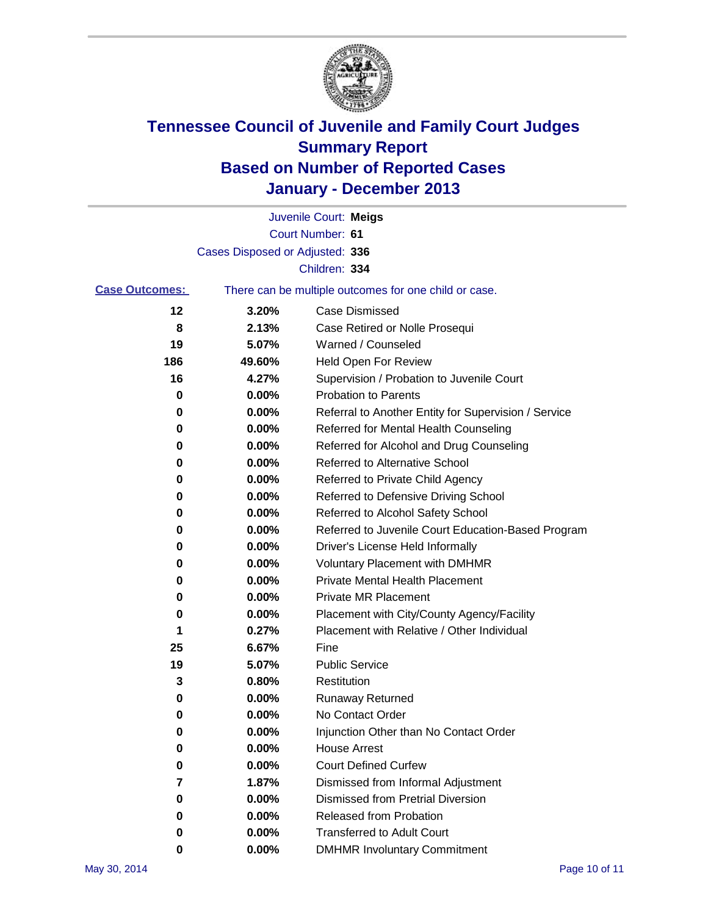# Tennessee Council of Juvenile and Family Court Judges
## Summary Report
## Based on Number of Reported Cases
## January - December 2013

Juvenile Court: **Meigs**
Court Number: **61**
Cases Disposed or Adjusted: **336**
Children: **334**

**Case Outcomes:** There can be multiple outcomes for one child or case.

| | | |
|---|---|---|
| 12 | 3.20% | Case Dismissed |
| 8 | 2.13% | Case Retired or Nolle Prosequi |
| 19 | 5.07% | Warned / Counseled |
| 186 | 49.60% | Held Open For Review |
| 16 | 4.27% | Supervision / Probation to Juvenile Court |
| 0 | 0.00% | Probation to Parents |
| 0 | 0.00% | Referral to Another Entity for Supervision / Service |
| 0 | 0.00% | Referred for Mental Health Counseling |
| 0 | 0.00% | Referred for Alcohol and Drug Counseling |
| 0 | 0.00% | Referred to Alternative School |
| 0 | 0.00% | Referred to Private Child Agency |
| 0 | 0.00% | Referred to Defensive Driving School |
| 0 | 0.00% | Referred to Alcohol Safety School |
| 0 | 0.00% | Referred to Juvenile Court Education-Based Program |
| 0 | 0.00% | Driver's License Held Informally |
| 0 | 0.00% | Voluntary Placement with DMHMR |
| 0 | 0.00% | Private Mental Health Placement |
| 0 | 0.00% | Private MR Placement |
| 0 | 0.00% | Placement with City/County Agency/Facility |
| 1 | 0.27% | Placement with Relative / Other Individual |
| 25 | 6.67% | Fine |
| 19 | 5.07% | Public Service |
| 3 | 0.80% | Restitution |
| 0 | 0.00% | Runaway Returned |
| 0 | 0.00% | No Contact Order |
| 0 | 0.00% | Injunction Other than No Contact Order |
| 0 | 0.00% | House Arrest |
| 0 | 0.00% | Court Defined Curfew |
| 7 | 1.87% | Dismissed from Informal Adjustment |
| 0 | 0.00% | Dismissed from Pretrial Diversion |
| 0 | 0.00% | Released from Probation |
| 0 | 0.00% | Transferred to Adult Court |
| 0 | 0.00% | DMHMR Involuntary Commitment |

May 30, 2014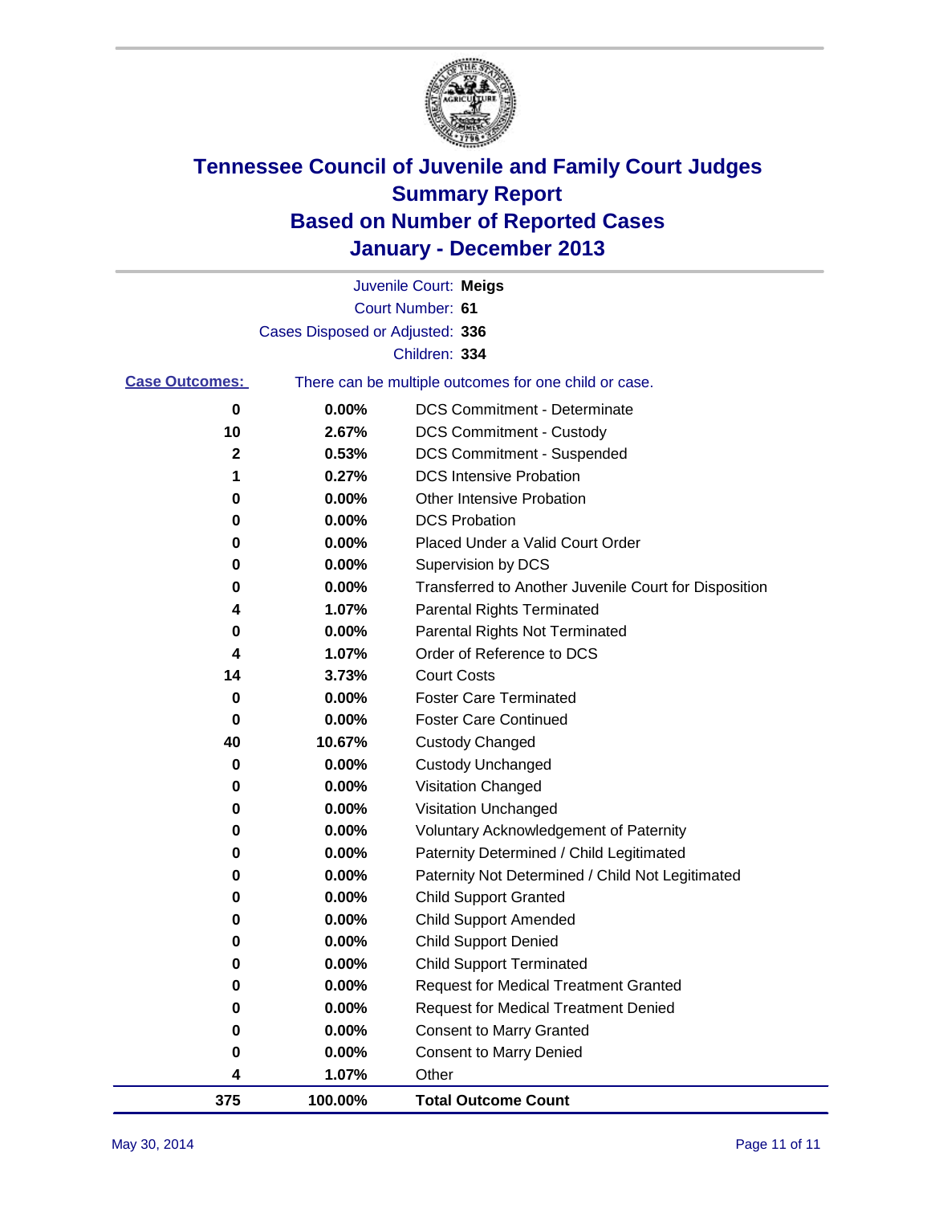# Tennessee Council of Juvenile and Family Court Judges
## Summary Report
## Based on Number of Reported Cases
## January - December 2013

Juvenile Court: **Meigs**
Court Number: **61**
Cases Disposed or Adjusted: **336**
Children: **334**

**Case Outcomes:** There can be multiple outcomes for one child or case.

| | | |
|---|---|---|
| 0 | 0.00% | DCS Commitment - Determinate |
| 10 | 2.67% | DCS Commitment - Custody |
| 2 | 0.53% | DCS Commitment - Suspended |
| 1 | 0.27% | DCS Intensive Probation |
| 0 | 0.00% | Other Intensive Probation |
| 0 | 0.00% | DCS Probation |
| 0 | 0.00% | Placed Under a Valid Court Order |
| 0 | 0.00% | Supervision by DCS |
| 0 | 0.00% | Transferred to Another Juvenile Court for Disposition |
| 4 | 1.07% | Parental Rights Terminated |
| 0 | 0.00% | Parental Rights Not Terminated |
| 4 | 1.07% | Order of Reference to DCS |
| 14 | 3.73% | Court Costs |
| 0 | 0.00% | Foster Care Terminated |
| 0 | 0.00% | Foster Care Continued |
| 40 | 10.67% | Custody Changed |
| 0 | 0.00% | Custody Unchanged |
| 0 | 0.00% | Visitation Changed |
| 0 | 0.00% | Visitation Unchanged |
| 0 | 0.00% | Voluntary Acknowledgement of Paternity |
| 0 | 0.00% | Paternity Determined / Child Legitimated |
| 0 | 0.00% | Paternity Not Determined / Child Not Legitimated |
| 0 | 0.00% | Child Support Granted |
| 0 | 0.00% | Child Support Amended |
| 0 | 0.00% | Child Support Denied |
| 0 | 0.00% | Child Support Terminated |
| 0 | 0.00% | Request for Medical Treatment Granted |
| 0 | 0.00% | Request for Medical Treatment Denied |
| 0 | 0.00% | Consent to Marry Granted |
| 0 | 0.00% | Consent to Marry Denied |
| 4 | 1.07% | Other |
| **375** | **100.00%** | **Total Outcome Count** |

May 30, 2014